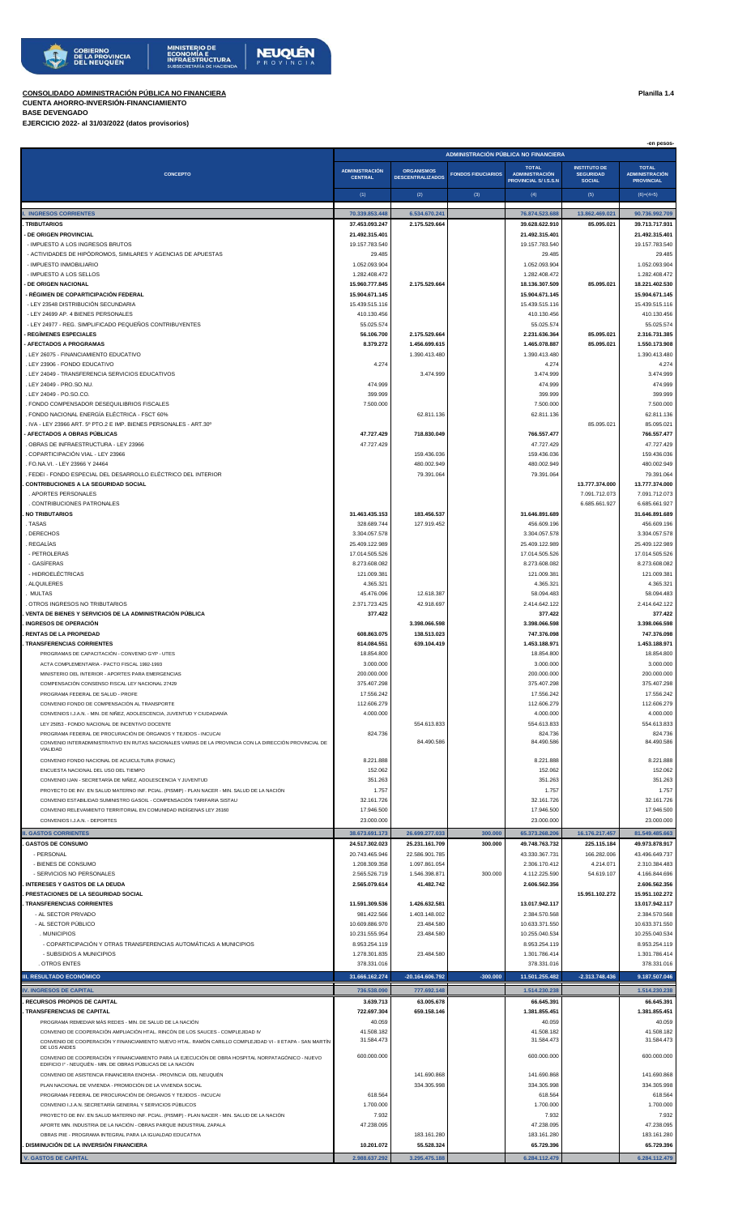**CONSOLIDADO ADMINISTRACIÓN PÚBLICA NO FINANCIERA**

**Planilla 1.4**

**CUENTA AHORRO-INVERSIÓN-FINANCIAMIENTO**
**BASE DEVENGADO**
**EJERCICIO 2022- al 31/03/2022 (datos provisorios)**

-en pesos-

| CONCEPTO | ADMINISTRACIÓN PÚBLICA NO FINANCIERA | | | | | |
|---|---|---|---|---|---|---|
| | ADMINISTRACIÓN CENTRAL | ORGANISMOS DESCENTRALIZADOS | FONDOS FIDUCIARIOS | TOTAL ADMINISTRACIÓN PROVINCIAL S/ I.S.S.N | INSTITUTO DE SEGURIDAD SOCIAL | TOTAL ADMINISTRACIÓN PROVINCIAL |
| | (1) | (2) | (3) | (4) | (5) | (6)=(4+5) |
| **I. INGRESOS CORRIENTES** | 70.339.853.448 | 6.534.670.241 | | 76.874.523.688 | 13.862.469.021 | 90.736.992.709 |
| **. TRIBUTARIOS** | 37.453.093.247 | 2.175.529.664 | | 39.628.622.910 | 85.095.021 | 39.713.717.931 |
| **- DE ORIGEN PROVINCIAL** | 21.492.315.401 | | | 21.492.315.401 | | 21.492.315.401 |
| - IMPUESTO A LOS INGRESOS BRUTOS | 19.157.783.540 | | | 19.157.783.540 | | 19.157.783.540 |
| - ACTIVIDADES DE HIPÓDROMOS, SIMILARES Y AGENCIAS DE APUESTAS | 29.485 | | | 29.485 | | 29.485 |
| - IMPUESTO INMOBILIARIO | 1.052.093.904 | | | 1.052.093.904 | | 1.052.093.904 |
| - IMPUESTO A LOS SELLOS | 1.282.408.472 | | | 1.282.408.472 | | 1.282.408.472 |
| **- DE ORIGEN NACIONAL** | 15.960.777.846 | 2.175.529.664 | | 18.136.307.509 | 85.095.021 | 18.221.402.530 |
| **- RÉGIMEN DE COPARTICIPACIÓN FEDERAL** | 15.904.671.145 | | | 15.904.671.145 | | 15.904.671.145 |
| - LEY 23548 DISTRIBUCIÓN SECUNDARIA | 15.439.515.116 | | | 15.439.515.116 | | 15.439.515.116 |
| - LEY 24699 AP. 4 BIENES PERSONALES | 410.130.456 | | | 410.130.456 | | 410.130.456 |
| - LEY 24977 - REG. SIMPLIFICADO PEQUEÑOS CONTRIBUYENTES | 55.025.574 | | | 55.025.574 | | 55.025.574 |
| **- REGÍMENES ESPECIALES** | 56.106.700 | 2.175.529.664 | | 2.231.636.364 | 85.095.021 | 2.316.731.385 |
| **- AFECTADOS A PROGRAMAS** | 8.379.272 | 1.456.699.615 | | 1.465.078.887 | 85.095.021 | 1.550.173.908 |
| . LEY 26075 - FINANCIAMIENTO EDUCATIVO | | 1.390.413.480 | | 1.390.413.480 | | 1.390.413.480 |
| . LEY 23906 - FONDO EDUCATIVO | 4.274 | | | 4.274 | | 4.274 |
| . LEY 24049 - TRANSFERENCIA SERVICIOS EDUCATIVOS | | 3.474.999 | | 3.474.999 | | 3.474.999 |
| . LEY 24049 - PRO.SO.NU. | 474.999 | | | 474.999 | | 474.999 |
| . LEY 24049 - PO.SO.CO. | 399.999 | | | 399.999 | | 399.999 |
| . FONDO COMPENSADOR DESEQUILIBRIOS FISCALES | 7.500.000 | | | 7.500.000 | | 7.500.000 |
| . FONDO NACIONAL ENERGÍA ELÉCTRICA - FSCT 60% | | 62.811.136 | | 62.811.136 | | 62.811.136 |
| . IVA - LEY 23966 ART. 5º PTO.2 E IMP. BIENES PERSONALES - ART.30º | | | | | 85.095.021 | 85.095.021 |
| **- AFECTADOS A OBRAS PÚBLICAS** | 47.727.429 | 718.830.049 | | 766.557.477 | | 766.557.477 |
| . OBRAS DE INFRAESTRUCTURA - LEY 23966 | 47.727.429 | | | 47.727.429 | | 47.727.429 |
| . COPARTICIPACIÓN VIAL - LEY 23966 | | 159.436.036 | | 159.436.036 | | 159.436.036 |
| . FO.NA.VI. - LEY 23966 Y 24464 | | 480.002.949 | | 480.002.949 | | 480.002.949 |
| . FEDEI - FONDO ESPECIAL DEL DESARROLLO ELÉCTRICO DEL INTERIOR | | 79.391.064 | | 79.391.064 | | 79.391.064 |
| **. CONTRIBUCIONES A LA SEGURIDAD SOCIAL** | | | | | 13.777.374.000 | 13.777.374.000 |
| . APORTES PERSONALES | | | | | 7.091.712.073 | 7.091.712.073 |
| . CONTRIBUCIONES PATRONALES | | | | | 6.685.661.927 | 6.685.661.927 |
| **. NO TRIBUTARIOS** | 31.463.435.153 | 183.456.537 | | 31.646.891.689 | | 31.646.891.689 |
| . TASAS | 328.689.744 | 127.919.452 | | 456.609.196 | | 456.609.196 |
| . DERECHOS | 3.304.057.578 | | | 3.304.057.578 | | 3.304.057.578 |
| . REGALÍAS | 25.409.122.989 | | | 25.409.122.989 | | 25.409.122.989 |
| - PETROLERAS | 17.014.505.526 | | | 17.014.505.526 | | 17.014.505.526 |
| - GASÍFERAS | 8.273.608.082 | | | 8.273.608.082 | | 8.273.608.082 |
| - HIDROELÉCTRICAS | 121.009.381 | | | 121.009.381 | | 121.009.381 |
| . ALQUILERES | 4.365.321 | | | 4.365.321 | | 4.365.321 |
| . MULTAS | 45.476.096 | 12.618.387 | | 58.094.483 | | 58.094.483 |
| . OTROS INGRESOS NO TRIBUTARIOS | 2.371.723.425 | 42.918.697 | | 2.414.642.122 | | 2.414.642.122 |
| **. VENTA DE BIENES Y SERVICIOS DE LA ADMINISTRACIÓN PÚBLICA** | 377.422 | | | 377.422 | | 377.422 |
| **. INGRESOS DE OPERACIÓN** | | 3.398.066.598 | | 3.398.066.598 | | 3.398.066.598 |
| **. RENTAS DE LA PROPIEDAD** | 608.863.075 | 138.513.023 | | 747.376.098 | | 747.376.098 |
| **. TRANSFERENCIAS CORRIENTES** | 814.084.551 | 639.104.419 | | 1.453.188.971 | | 1.453.188.971 |
| PROGRAMAS DE CAPACITACIÓN - CONVENIO GYP - UTES | 18.854.800 | | | 18.854.800 | | 18.854.800 |
| ACTA COMPLEMENTARIA - PACTO FISCAL 1992-1993 | 3.000.000 | | | 3.000.000 | | 3.000.000 |
| MINISTERIO DEL INTERIOR - APORTES PARA EMERGENCIAS | 200.000.000 | | | 200.000.000 | | 200.000.000 |
| COMPENSACIÓN CONSENSO FISCAL LEY NACIONAL 27429 | 375.407.298 | | | 375.407.298 | | 375.407.298 |
| PROGRAMA FEDERAL DE SALUD - PROFE | 17.556.242 | | | 17.556.242 | | 17.556.242 |
| CONVENIO FONDO DE COMPENSACIÓN AL TRANSPORTE | 112.606.279 | | | 112.606.279 | | 112.606.279 |
| CONVENIOS I.J.A.N. - MIN. DE NIÑEZ, ADOLESCENCIA, JUVENTUD Y CIUDADANÍA | 4.000.000 | | | 4.000.000 | | 4.000.000 |
| LEY 25053 - FONDO NACIONAL DE INCENTIVO DOCENTE | | 554.613.833 | | 554.613.833 | | 554.613.833 |
| PROGRAMA FEDERAL DE PROCURACIÓN DE ÓRGANOS Y TEJIDOS - INCUCAI | 824.736 | | | 824.736 | | 824.736 |
| CONVENIO INTERADMINISTRATIVO EN RUTAS NACIONALES VARIAS DE LA PROVINCIA CON LA DIRECCIÓN PROVINCIAL DE VIALIDAD | | 84.490.586 | | 84.490.586 | | 84.490.586 |
| CONVENIO FONDO NACIONAL DE ACUICULTURA (FONAC) | 8.221.888 | | | 8.221.888 | | 8.221.888 |
| ENCUESTA NACIONAL DEL USO DEL TIEMPO | 152.062 | | | 152.062 | | 152.062 |
| CONVENIO IJAN - SECRETARÍA DE NIÑEZ, ADOLESCENCIA Y JUVENTUD | 351.263 | | | 351.263 | | 351.263 |
| PROYECTO DE INV. EN SALUD MATERNO INF. PCIAL. (PISMIP) - PLAN NACER - MIN. SALUD DE LA NACIÓN | 1.757 | | | 1.757 | | 1.757 |
| CONVENIO ESTABILIDAD SUMINISTRO GASOIL - COMPENSACIÓN TARIFARIA SISTAU | 32.161.726 | | | 32.161.726 | | 32.161.726 |
| CONVENIO RELEVAMIENTO TERRITORIAL EN COMUNIDAD INDÍGENAS LEY 26160 | 17.946.500 | | | 17.946.500 | | 17.946.500 |
| CONVENIOS I.J.A.N. - DEPORTES | 23.000.000 | | | 23.000.000 | | 23.000.000 |
| **II. GASTOS CORRIENTES** | 38.673.691.173 | 26.699.277.033 | 300.000 | 65.373.268.206 | 16.176.217.457 | 81.549.485.663 |
| **. GASTOS DE CONSUMO** | 24.517.302.023 | 25.231.161.709 | 300.000 | 49.748.763.732 | 225.115.184 | 49.973.878.917 |
| - PERSONAL | 20.743.465.946 | 22.586.901.785 | | 43.330.367.731 | 166.282.006 | 43.496.649.737 |
| - BIENES DE CONSUMO | 1.208.309.358 | 1.097.861.054 | | 2.306.170.412 | 4.214.071 | 2.310.384.483 |
| - SERVICIOS NO PERSONALES | 2.565.526.719 | 1.546.398.871 | 300.000 | 4.112.225.590 | 54.619.107 | 4.166.844.696 |
| **. INTERESES Y GASTOS DE LA DEUDA** | 2.565.079.614 | 41.482.742 | | 2.606.562.356 | | 2.606.562.356 |
| **. PRESTACIONES DE LA SEGURIDAD SOCIAL** | | | | | 15.951.102.272 | 15.951.102.272 |
| **. TRANSFERENCIAS CORRIENTES** | 11.591.309.536 | 1.426.632.581 | | 13.017.942.117 | | 13.017.942.117 |
| - AL SECTOR PRIVADO | 981.422.566 | 1.403.148.002 | | 2.384.570.568 | | 2.384.570.568 |
| - AL SECTOR PÚBLICO | 10.609.886.970 | 23.484.580 | | 10.633.371.550 | | 10.633.371.550 |
| . MUNICIPIOS | 10.231.555.954 | 23.484.580 | | 10.255.040.534 | | 10.255.040.534 |
| - COPARTICIPACIÓN Y OTRAS TRANSFERENCIAS AUTOMÁTICAS A MUNICIPIOS | 8.953.254.119 | | | 8.953.254.119 | | 8.953.254.119 |
| - SUBSIDIOS A MUNICIPIOS | 1.278.301.835 | 23.484.580 | | 1.301.786.414 | | 1.301.786.414 |
| . OTROS ENTES | 378.331.016 | | | 378.331.016 | | 378.331.016 |
| **III. RESULTADO ECONÓMICO** | 31.666.162.274 | -20.164.606.792 | -300.000 | 11.501.255.482 | -2.313.748.436 | 9.187.507.046 |
| **IV. INGRESOS DE CAPITAL** | 736.538.090 | 777.692.148 | | 1.514.230.238 | | 1.514.230.238 |
| **. RECURSOS PROPIOS DE CAPITAL** | 3.639.713 | 63.005.678 | | 66.645.391 | | 66.645.391 |
| **. TRANSFERENCIAS DE CAPITAL** | 722.697.304 | 659.158.146 | | 1.381.855.451 | | 1.381.855.451 |
| PROGRAMA REMEDIAR MÁS REDES - MIN. DE SALUD DE LA NACIÓN | 40.059 | | | 40.059 | | 40.059 |
| CONVENIO DE COOPERACIÓN AMPLIACIÓN HTAL. RINCÓN DE LOS SAUCES - COMPLEJIDAD IV | 41.508.182 | | | 41.508.182 | | 41.508.182 |
| CONVENIO DE COOPERACIÓN Y FINANCIAMIENTO NUEVO HTAL. RAMÓN CARILLO COMPLEJIDAD VI - II ETAPA - SAN MARTÍN DE LOS ANDES | 31.584.473 | | | 31.584.473 | | 31.584.473 |
| CONVENIO DE COOPERACIÓN Y FINANCIAMIENTO PARA LA EJECUCIÓN DE OBRA HOSPITAL NORPATAGÓNICO - NUEVO EDIFICIO I° - NEUQUÉN - MIN. DE OBRAS PÚBLICAS DE LA NACIÓN | 600.000.000 | | | 600.000.000 | | 600.000.000 |
| CONVENIO DE ASISTENCIA FINANCIERA ENOHSA - PROVINCIA DEL NEUQUÉN | | 141.690.868 | | 141.690.868 | | 141.690.868 |
| PLAN NACIONAL DE VIVIENDA - PROMOCIÓN DE LA VIVIENDA SOCIAL | | 334.305.998 | | 334.305.998 | | 334.305.998 |
| PROGRAMA FEDERAL DE PROCURACIÓN DE ÓRGANOS Y TEJIDOS - INCUCAI | 618.564 | | | 618.564 | | 618.564 |
| CONVENIO I.J.A.N. SECRETARÍA GENERAL Y SERVICIOS PÚBLICOS | 1.700.000 | | | 1.700.000 | | 1.700.000 |
| PROYECTO DE INV. EN SALUD MATERNO INF. PCIAL. (PISMIP) - PLAN NACER - MIN. SALUD DE LA NACIÓN | 7.932 | | | 7.932 | | 7.932 |
| APORTE MIN. INDUSTRIA DE LA NACIÓN - OBRAS PARQUE INDUSTRIAL ZAPALA | 47.238.095 | | | 47.238.095 | | 47.238.095 |
| OBRAS PIIE - PROGRAMA INTEGRAL PARA LA IGUALDAD EDUCATIVA | | 183.161.280 | | 183.161.280 | | 183.161.280 |
| **. DISMINUCIÓN DE LA INVERSIÓN FINANCIERA** | 10.201.072 | 55.528.324 | | 65.729.396 | | 65.729.396 |
| **V. GASTOS DE CAPITAL** | 2.988.637.292 | 3.295.475.188 | | 6.284.112.479 | | 6.284.112.479 |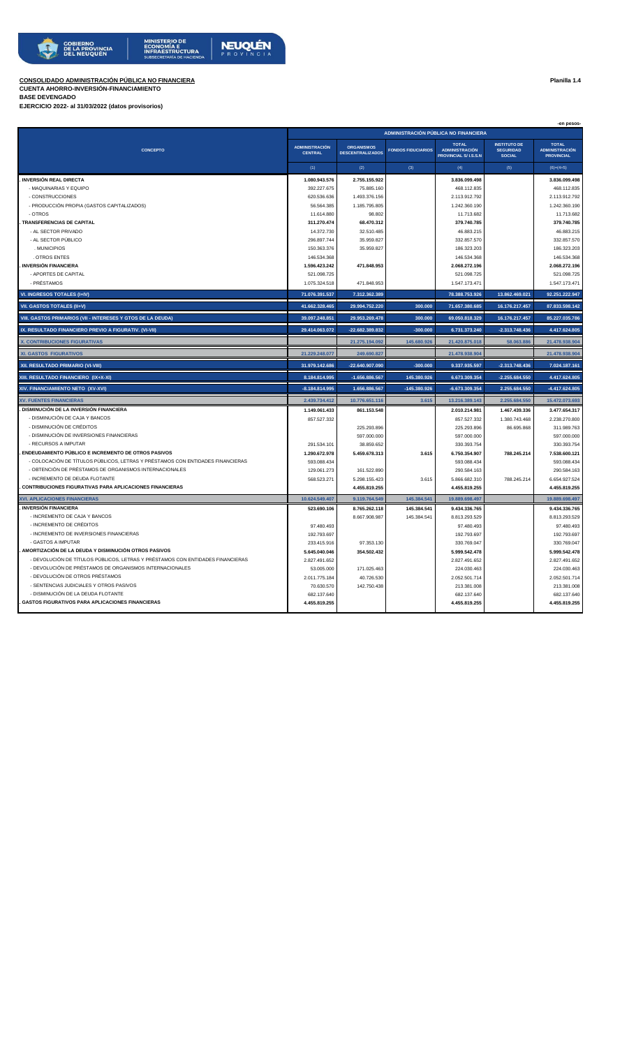**CONSOLIDADO ADMINISTRACIÓN PÚBLICA NO FINANCIERA**

**Planilla 1.4**

**CUENTA AHORRO-INVERSIÓN-FINANCIAMIENTO**

**BASE DEVENGADO**

**EJERCICIO 2022- al 31/03/2022 (datos provisorios)**

-en pesos-

| CONCEPTO | ADMINISTRACIÓN PÚBLICA NO FINANCIERA | | | | | |
|---|---|---|---|---|---|---|
| | ADMINISTRACIÓN CENTRAL | ORGANISMOS DESCENTRALIZADOS | FONDOS FIDUCIARIOS | TOTAL ADMINISTRACIÓN PROVINCIAL S/ I.S.S.N | INSTITUTO DE SEGURIDAD SOCIAL | TOTAL ADMINISTRACIÓN PROVINCIAL |
| | (1) | (2) | (3) | (4) | (5) | (6)=(4+5) |
| **. INVERSIÓN REAL DIRECTA** | **1.080.943.576** | **2.755.155.922** | | **3.836.099.498** | | **3.836.099.498** |
| - MAQUINARIAS Y EQUIPO | 392.227.675 | 75.885.160 | | 468.112.835 | | 468.112.835 |
| - CONSTRUCCIONES | 620.536.636 | 1.493.376.156 | | 2.113.912.792 | | 2.113.912.792 |
| - PRODUCCIÓN PROPIA (GASTOS CAPITALIZADOS) | 56.564.385 | 1.185.795.805 | | 1.242.360.190 | | 1.242.360.190 |
| - OTROS | 11.614.880 | 98.802 | | 11.713.682 | | 11.713.682 |
| **. TRANSFERENCIAS DE CAPITAL** | **311.270.474** | **68.470.312** | | **379.740.785** | | **379.740.785** |
| - AL SECTOR PRIVADO | 14.372.730 | 32.510.485 | | 46.883.215 | | 46.883.215 |
| - AL SECTOR PÚBLICO | 296.897.744 | 35.959.827 | | 332.857.570 | | 332.857.570 |
| . MUNICIPIOS | 150.363.376 | 35.959.827 | | 186.323.203 | | 186.323.203 |
| . OTROS ENTES | 146.534.368 | | | 146.534.368 | | 146.534.368 |
| **. INVERSIÓN FINANCIERA** | **1.596.423.242** | **471.848.953** | | **2.068.272.196** | | **2.068.272.196** |
| - APORTES DE CAPITAL | 521.098.725 | | | 521.098.725 | | 521.098.725 |
| - PRÉSTAMOS | 1.075.324.518 | 471.848.953 | | 1.547.173.471 | | 1.547.173.471 |
| **VI. INGRESOS TOTALES (I+IV)** | **71.076.391.537** | **7.312.362.389** | | **78.388.753.926** | **13.862.469.021** | **92.251.222.947** |
| **VII. GASTOS TOTALES (II+V)** | **41.662.328.465** | **29.994.752.220** | **300.000** | **71.657.380.685** | **16.176.217.457** | **87.833.598.142** |
| **VIII. GASTOS PRIMARIOS (VII - INTERESES Y GTOS DE LA DEUDA)** | **39.097.248.851** | **29.953.269.478** | **300.000** | **69.050.818.329** | **16.176.217.457** | **85.227.035.786** |
| **IX. RESULTADO FINANCIERO PREVIO A FIGURATIV. (VI-VII)** | **29.414.063.072** | **-22.682.389.832** | **-300.000** | **6.731.373.240** | **-2.313.748.436** | **4.417.624.805** |
| **X. CONTRIBUCIONES FIGURATIVAS** | | **21.275.194.092** | **145.680.926** | **21.420.875.018** | **58.063.886** | **21.478.938.904** |
| **XI. GASTOS FIGURATIVOS** | **21.229.248.077** | **249.690.827** | | **21.478.938.904** | | **21.478.938.904** |
| **XII. RESULTADO PRIMARIO (VI-VIII)** | **31.979.142.686** | **-22.640.907.090** | **-300.000** | **9.337.935.597** | **-2.313.748.436** | **7.024.187.161** |
| **XIII. RESULTADO FINANCIERO (IX+X-XI)** | **8.184.814.995** | **-1.656.886.567** | **145.380.926** | **6.673.309.354** | **-2.255.684.550** | **4.417.624.805** |
| **XIV. FINANCIAMIENTO NETO (XV-XVI)** | **-8.184.814.995** | **1.656.886.567** | **-145.380.926** | **-6.673.309.354** | **2.255.684.550** | **-4.417.624.805** |
| **XV. FUENTES FINANCIERAS** | **2.439.734.412** | **10.776.651.116** | **3.615** | **13.216.389.143** | **2.255.684.550** | **15.472.073.693** |
| **. DISMINUCIÓN DE LA INVERSIÓN FINANCIERA** | **1.149.061.433** | **861.153.548** | | **2.010.214.981** | **1.467.439.336** | **3.477.654.317** |
| - DISMINUCIÓN DE CAJA Y BANCOS | 857.527.332 | | | 857.527.332 | 1.380.743.468 | 2.238.270.800 |
| - DISMINUCIÓN DE CRÉDITOS | | 225.293.896 | | 225.293.896 | 86.695.868 | 311.989.763 |
| - DISMINUCIÓN DE INVERSIONES FINANCIERAS | | 597.000.000 | | 597.000.000 | | 597.000.000 |
| - RECURSOS A IMPUTAR | 291.534.101 | 38.859.652 | | 330.393.754 | | 330.393.754 |
| **. ENDEUDAMIENTO PÚBLICO E INCREMENTO DE OTROS PASIVOS** | **1.290.672.978** | **5.459.678.313** | **3.615** | **6.750.354.907** | **788.245.214** | **7.538.600.121** |
| - COLOCACIÓN DE TÍTULOS PÚBLICOS, LETRAS Y PRÉSTAMOS CON ENTIDADES FINANCIERAS | 593.088.434 | | | 593.088.434 | | 593.088.434 |
| - OBTENCIÓN DE PRÉSTAMOS DE ORGANISMOS INTERNACIONALES | 129.061.273 | 161.522.890 | | 290.584.163 | | 290.584.163 |
| - INCREMENTO DE DEUDA FLOTANTE | 568.523.271 | 5.298.155.423 | 3.615 | 5.866.682.310 | 788.245.214 | 6.654.927.524 |
| **. CONTRIBUCIONES FIGURATIVAS PARA APLICACIONES FINANCIERAS** | | **4.455.819.255** | | **4.455.819.255** | | **4.455.819.255** |
| **XVI. APLICACIONES FINANCIERAS** | **10.624.549.407** | **9.119.764.549** | **145.384.541** | **19.889.698.497** | | **19.889.698.497** |
| **. INVERSIÓN FINANCIERA** | **523.690.106** | **8.765.262.118** | **145.384.541** | **9.434.336.765** | | **9.434.336.765** |
| - INCREMENTO DE CAJA Y BANCOS | | 8.667.908.987 | 145.384.541 | 8.813.293.529 | | 8.813.293.529 |
| - INCREMENTO DE CRÉDITOS | 97.480.493 | | | 97.480.493 | | 97.480.493 |
| - INCREMENTO DE INVERSIONES FINANCIERAS | 192.793.697 | | | 192.793.697 | | 192.793.697 |
| - GASTOS A IMPUTAR | 233.415.916 | 97.353.130 | | 330.769.047 | | 330.769.047 |
| **. AMORTIZACIÓN DE LA DEUDA Y DISMINUCIÓN OTROS PASIVOS** | **5.645.040.046** | **354.502.432** | | **5.999.542.478** | | **5.999.542.478** |
| - DEVOLUCIÓN DE TÍTULOS PÚBLICOS, LETRAS Y PRÉSTAMOS CON ENTIDADES FINANCIERAS | 2.827.491.652 | | | 2.827.491.652 | | 2.827.491.652 |
| - DEVOLUCIÓN DE PRÉSTAMOS DE ORGANISMOS INTERNACIONALES | 53.005.000 | 171.025.463 | | 224.030.463 | | 224.030.463 |
| - DEVOLUCIÓN DE OTROS PRÉSTAMOS | 2.011.775.184 | 40.726.530 | | 2.052.501.714 | | 2.052.501.714 |
| - SENTENCIAS JUDICIALES Y OTROS PASIVOS | 70.630.570 | 142.750.438 | | 213.381.008 | | 213.381.008 |
| - DISMINUCIÓN DE LA DEUDA FLOTANTE | 682.137.640 | | | 682.137.640 | | 682.137.640 |
| **. GASTOS FIGURATIVOS PARA APLICACIONES FINANCIERAS** | **4.455.819.255** | | | **4.455.819.255** | | **4.455.819.255** |